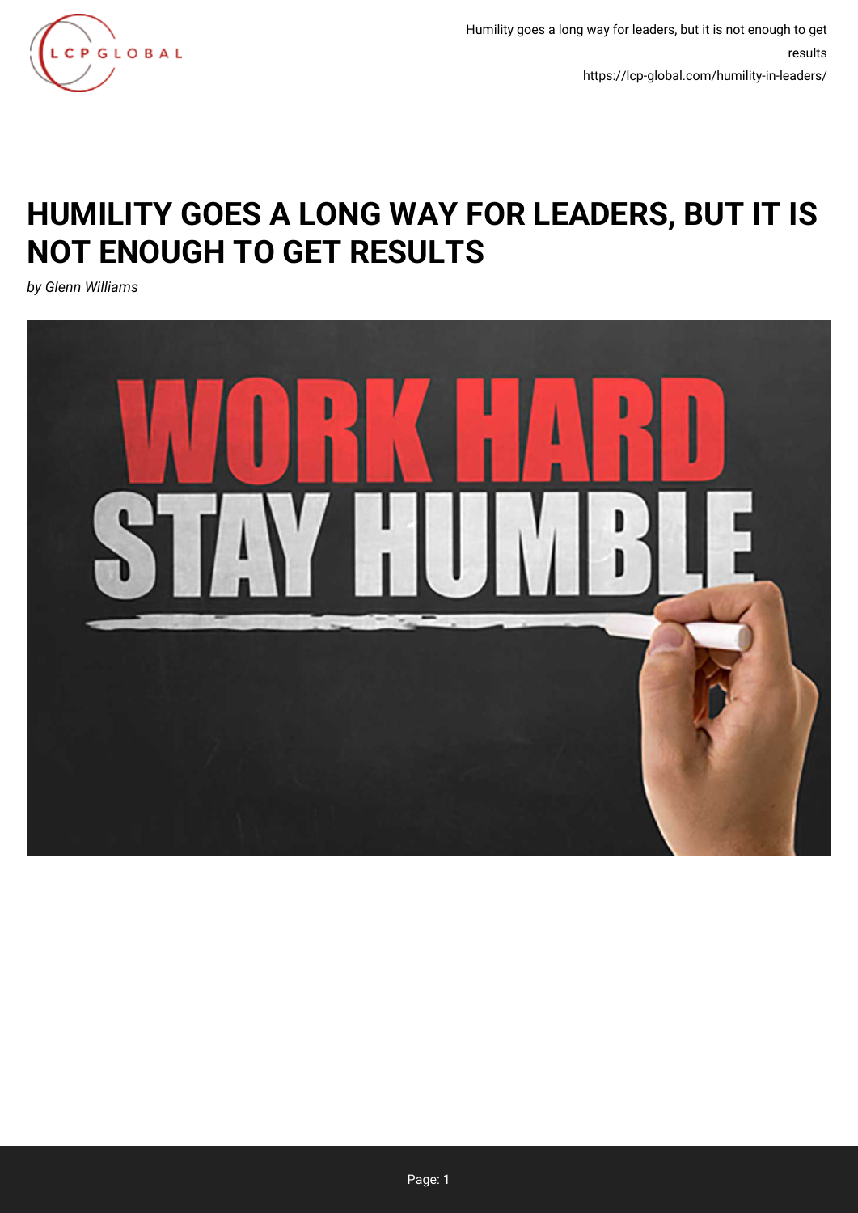# HUMILITY GOES A LONG WAY FOR LEADERS, BUT IT IS NOT ENOUGH TO GET RESULTS

*by Glenn Williams*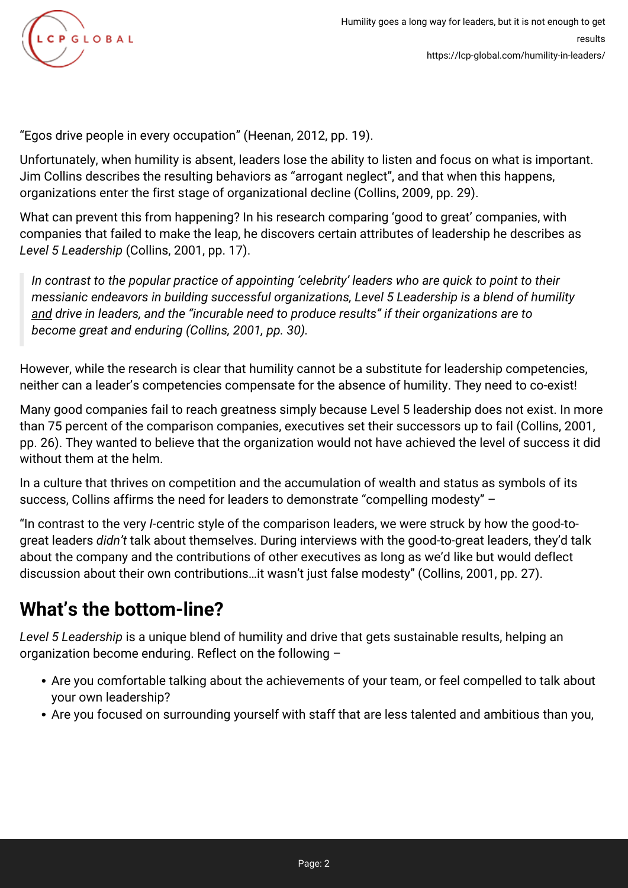"Egos drive people in every occupation" (Heenan, 2012, pp. 19).

Unfortunately, when humility is absent, leaders lose the ability to listen and focus on what is important. Jim Collins describes the resulting behaviors as "arrogant neglect", and that when this happens, organizations enter the first stage of organizational decline (Collins, 2009, pp. 29).

What can prevent this from happening? In his research comparing 'good to great' companies, with companies that failed to make the leap, he discovers certain attributes of leadership he describes as *Level 5 Leadership* (Collins, 2001, pp. 17).

> *In contrast to the popular practice of appointing 'celebrity' leaders who are quick to point to their messianic endeavors in building successful organizations, Level 5 Leadership is a blend of humility and drive in leaders, and the "incurable need to produce results" if their organizations are to become great and enduring (Collins, 2001, pp. 30).*

However, while the research is clear that humility cannot be a substitute for leadership competencies, neither can a leader's competencies compensate for the absence of humility. They need to co-exist!

Many good companies fail to reach greatness simply because Level 5 leadership does not exist. In more than 75 percent of the comparison companies, executives set their successors up to fail (Collins, 2001, pp. 26). They wanted to believe that the organization would not have achieved the level of success it did without them at the helm.

In a culture that thrives on competition and the accumulation of wealth and status as symbols of its success, Collins affirms the need for leaders to demonstrate "compelling modesty" –

"In contrast to the very *I*-centric style of the comparison leaders, we were struck by how the good-to-great leaders *didn't* talk about themselves. During interviews with the good-to-great leaders, they'd talk about the company and the contributions of other executives as long as we'd like but would deflect discussion about their own contributions…it wasn't just false modesty" (Collins, 2001, pp. 27).

## What's the bottom-line?

*Level 5 Leadership* is a unique blend of humility and drive that gets sustainable results, helping an organization become enduring. Reflect on the following –

- Are you comfortable talking about the achievements of your team, or feel compelled to talk about your own leadership?
- Are you focused on surrounding yourself with staff that are less talented and ambitious than you,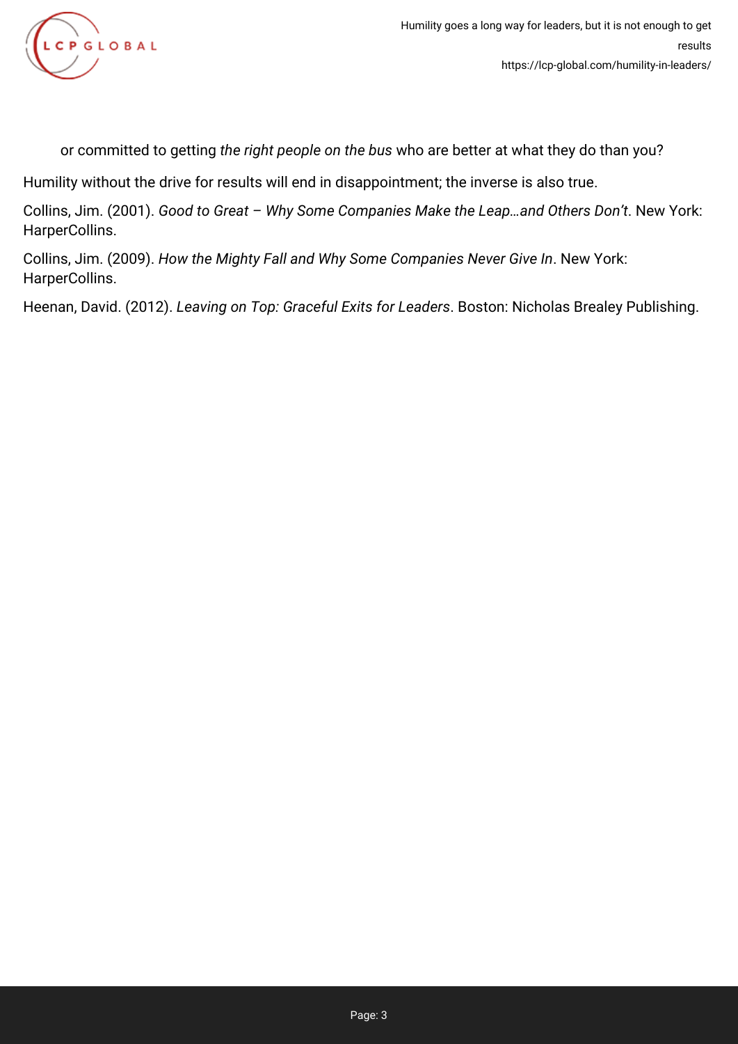or committed to getting *the right people on the bus* who are better at what they do than you?

Humility without the drive for results will end in disappointment; the inverse is also true.

Collins, Jim. (2001). *Good to Great – Why Some Companies Make the Leap…and Others Don't*. New York: HarperCollins.

Collins, Jim. (2009). *How the Mighty Fall and Why Some Companies Never Give In*. New York: HarperCollins.

Heenan, David. (2012). *Leaving on Top: Graceful Exits for Leaders*. Boston: Nicholas Brealey Publishing.